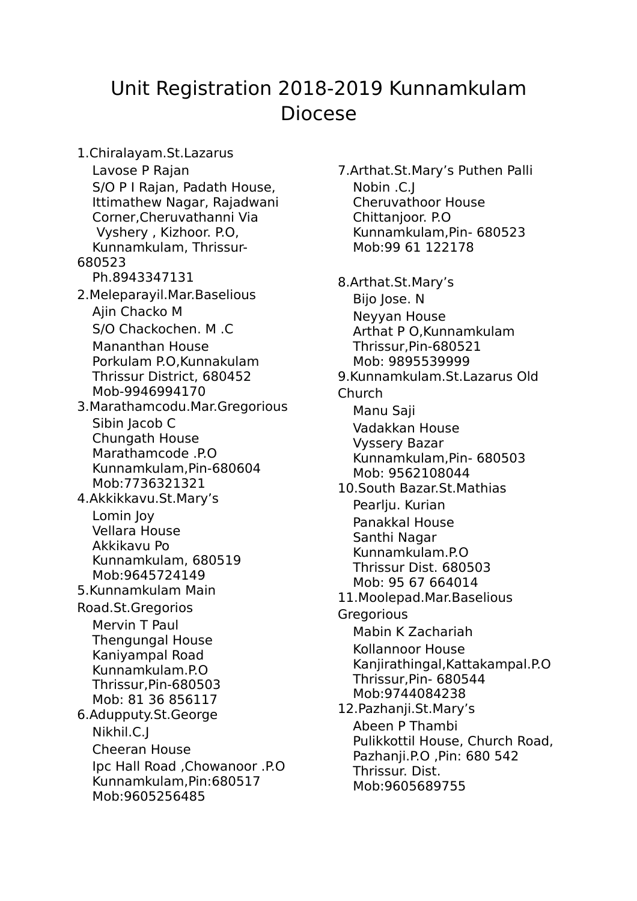# Unit Registration 2018-2019 Kunnamkulam Diocese

1.Chiralayam.St.Lazarus
Lavose P Rajan
S/O P I Rajan, Padath House,
Ittimathew Nagar, Rajadwani
Corner,Cheruvathanni Via
Vyshery , Kizhoor. P.O,
Kunnamkulam, Thrissur-680523
Ph.8943347131

2.Meleparayil.Mar.Baselious
Ajin Chacko M
S/O Chackochen. M .C
Mananthan House
Porkulam P.O,Kunnakulam
Thrissur District, 680452
Mob-9946994170

3.Marathamcodu.Mar.Gregorious
Sibin Jacob C
Chungath House
Marathamcode .P.O
Kunnamkulam,Pin-680604
Mob:7736321321

4.Akkikkavu.St.Mary's
Lomin Joy
Vellara House
Akkikavu Po
Kunnamkulam, 680519
Mob:9645724149

5.Kunnamkulam Main Road.St.Gregorios
Mervin T Paul
Thengungal House
Kaniyampal Road
Kunnamkulam.P.O
Thrissur,Pin-680503
Mob: 81 36 856117

6.Adupputy.St.George
Nikhil.C.J
Cheeran House
Ipc Hall Road ,Chowanoor .P.O
Kunnamkulam,Pin:680517
Mob:9605256485

7.Arthat.St.Mary's Puthen Palli
Nobin .C.J
Cheruvathoor House
Chittanjoor. P.O
Kunnamkulam,Pin- 680523
Mob:99 61 122178

8.Arthat.St.Mary's
Bijo Jose. N
Neyyan House
Arthat P O,Kunnamkulam
Thrissur,Pin-680521
Mob: 9895539999

9.Kunnamkulam.St.Lazarus Old Church
Manu Saji
Vadakkan House
Vyssery Bazar
Kunnamkulam,Pin- 680503
Mob: 9562108044

10.South Bazar.St.Mathias
Pearlju. Kurian
Panakkal House
Santhi Nagar
Kunnamkulam.P.O
Thrissur Dist. 680503
Mob: 95 67 664014

11.Moolepad.Mar.Baselious Gregorious
Mabin K Zachariah
Kollannoor House
Kanjirathingal,Kattakampal.P.O
Thrissur,Pin- 680544
Mob:9744084238

12.Pazhanji.St.Mary's
Abeen P Thambi
Pulikkottil House, Church Road,
Pazhanji.P.O ,Pin: 680 542
Thrissur. Dist.
Mob:9605689755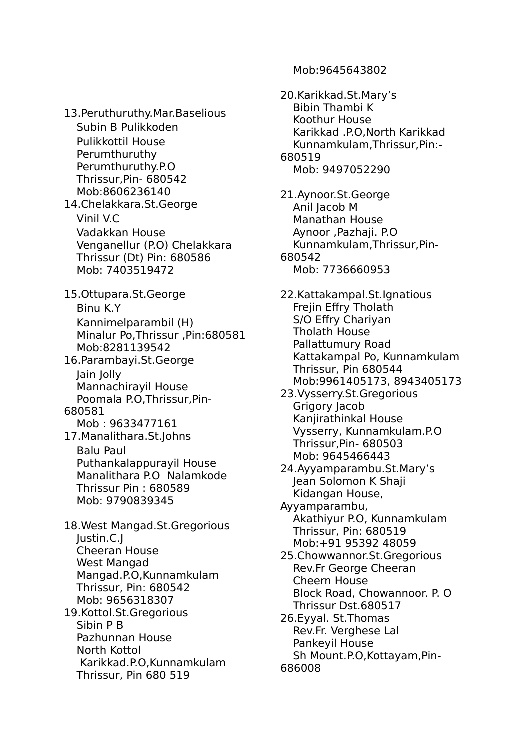13.Peruthuruthy.Mar.Baselious
Subin B Pulikkoden
Pulikkottil House
Perumthuruthy
Perumthuruthy.P.O
Thrissur,Pin- 680542
Mob:8606236140

14.Chelakkara.St.George
Vinil V.C
Vadakkan House
Venganellur (P.O) Chelakkara
Thrissur (Dt) Pin: 680586
Mob: 7403519472

15.Ottupara.St.George
Binu K.Y
Kannimelparambil (H)
Minalur Po,Thrissur ,Pin:680581
Mob:8281139542

16.Parambayi.St.George
Jain Jolly
Mannachirayil House
Poomala P.O,Thrissur,Pin-680581
Mob : 9633477161

17.Manalithara.St.Johns
Balu Paul
Puthankalappurayil House
Manalithara P.O Nalamkode
Thrissur Pin : 680589
Mob: 9790839345

18.West Mangad.St.Gregorious
Justin.C.J
Cheeran House
West Mangad
Mangad.P.O,Kunnamkulam
Thrissur, Pin: 680542
Mob: 9656318307

19.Kottol.St.Gregorious
Sibin P B
Pazhunnan House
North Kottol
Karikkad.P.O,Kunnamkulam
Thrissur, Pin 680 519
Mob:9645643802

20.Karikkad.St.Mary's
Bibin Thambi K
Koothur House
Karikkad .P.O,North Karikkad
Kunnamkulam,Thrissur,Pin:-680519
Mob: 9497052290

21.Aynoor.St.George
Anil Jacob M
Manathan House
Aynoor ,Pazhaji. P.O
Kunnamkulam,Thrissur,Pin-680542
Mob: 7736660953

22.Kattakampal.St.Ignatious
Frejin Effry Tholath
S/O Effry Chariyan
Tholath House
Pallattumury Road
Kattakampal Po, Kunnamkulam
Thrissur, Pin 680544
Mob:9961405173, 8943405173

23.Vysserry.St.Gregorious
Grigory Jacob
Kanjirathinkal House
Vysserry, Kunnamkulam.P.O
Thrissur,Pin- 680503
Mob: 9645466443

24.Ayyamparambu.St.Mary's
Jean Solomon K Shaji
Kidangan House,
Ayyamparambu,
Akathiyur P.O, Kunnamkulam
Thrissur, Pin: 680519
Mob:+91 95392 48059

25.Chowwannor.St.Gregorious
Rev.Fr George Cheeran
Cheern House
Block Road, Chowannoor. P. O
Thrissur Dst.680517

26.Eyyal. St.Thomas
Rev.Fr. Verghese Lal
Pankeyil House
Sh Mount.P.O,Kottayam,Pin-686008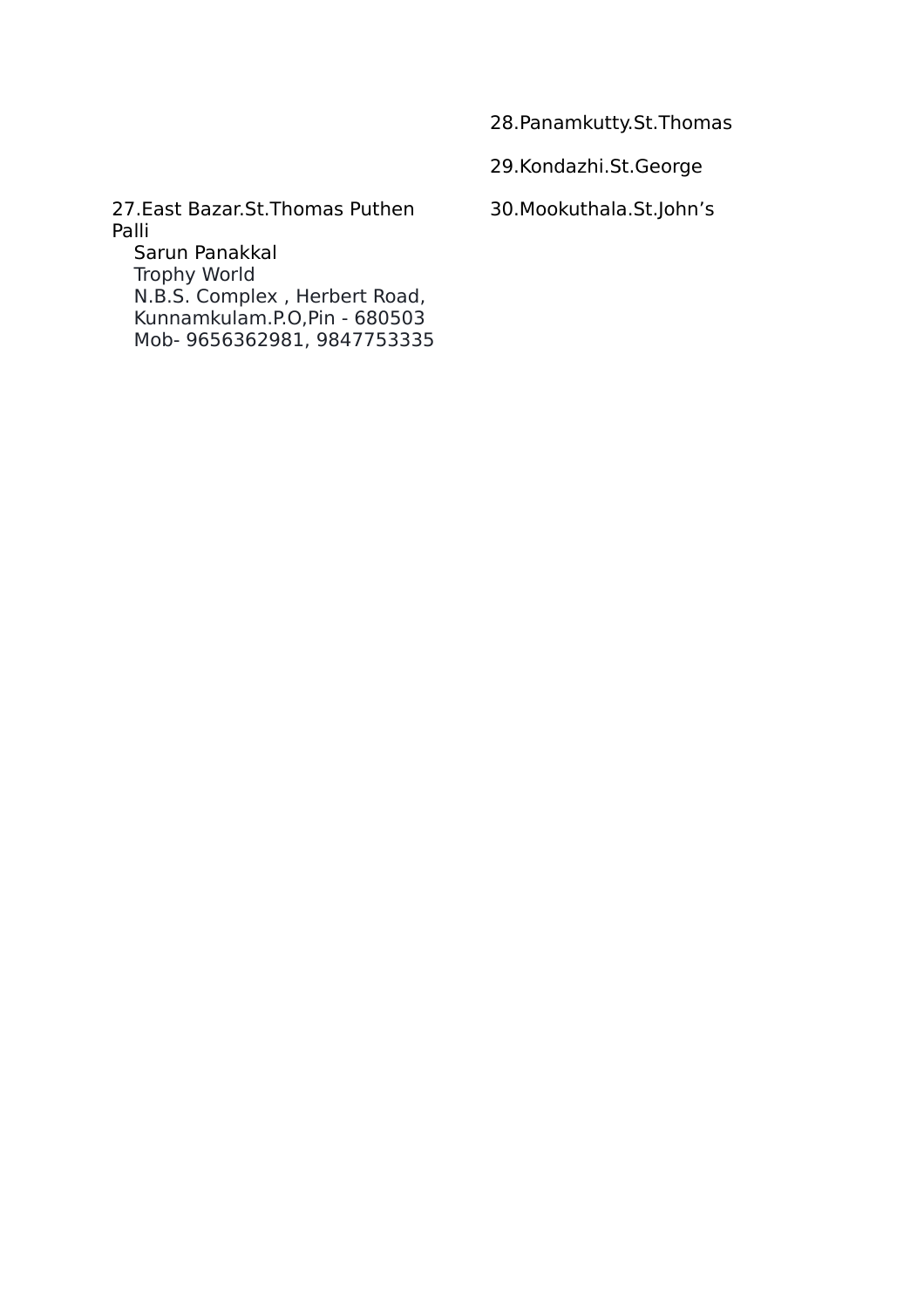27.East Bazar.St.Thomas Puthen Palli

Sarun Panakkal
Trophy World
N.B.S. Complex , Herbert Road,
Kunnamkulam.P.O,Pin - 680503
Mob- 9656362981, 9847753335

28.Panamkutty.St.Thomas

29.Kondazhi.St.George

30.Mookuthala.St.John’s